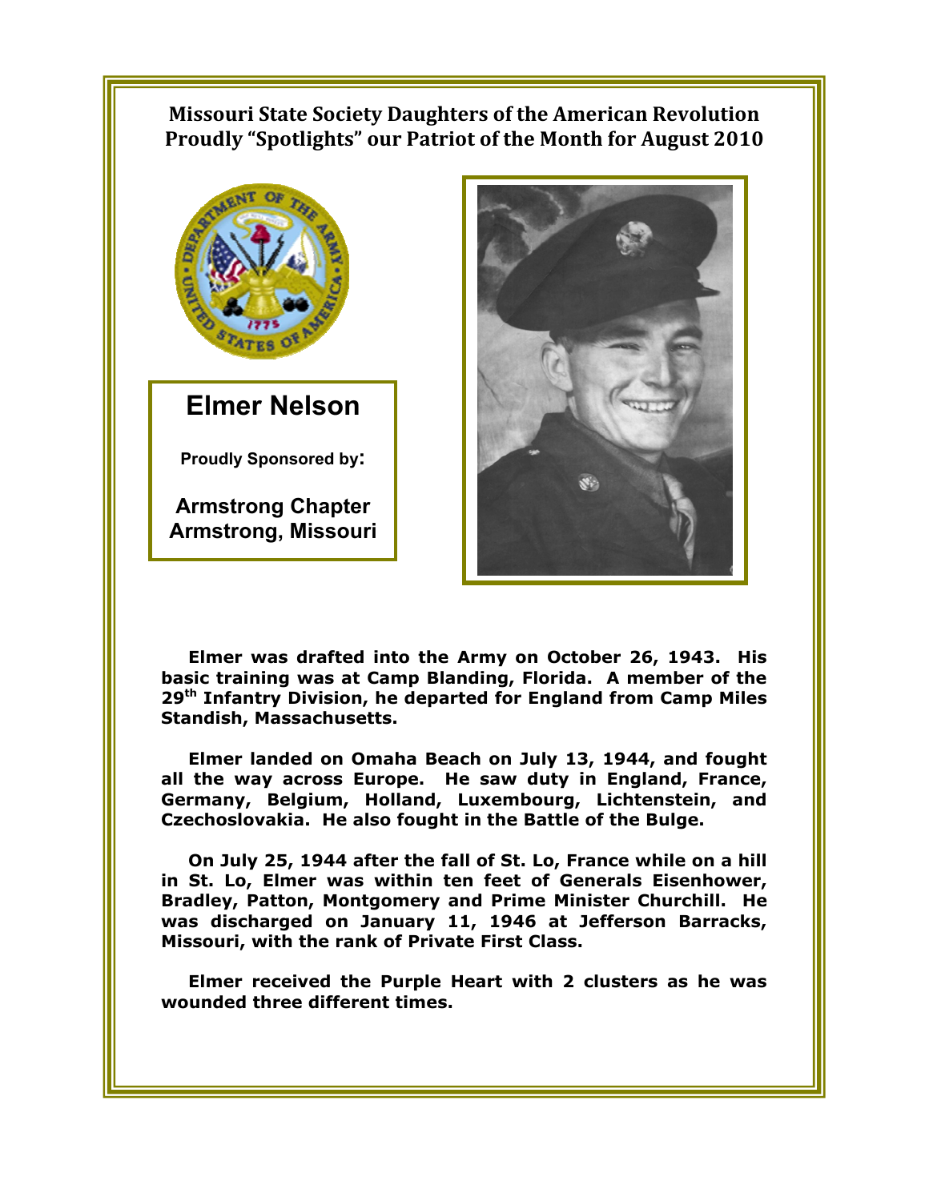## Missouri State Society Daughters of the American Revolution Proudly "Spotlights" our Patriot of the Month for August 2010

# Elmer Nelson

**Proudly Sponsored by:**

**Armstrong Chapter**
**Armstrong, Missouri**

**Elmer was drafted into the Army on October 26, 1943. His basic training was at Camp Blanding, Florida. A member of the 29th Infantry Division, he departed for England from Camp Miles Standish, Massachusetts.**

**Elmer landed on Omaha Beach on July 13, 1944, and fought all the way across Europe. He saw duty in England, France, Germany, Belgium, Holland, Luxembourg, Lichtenstein, and Czechoslovakia. He also fought in the Battle of the Bulge.**

**On July 25, 1944 after the fall of St. Lo, France while on a hill in St. Lo, Elmer was within ten feet of Generals Eisenhower, Bradley, Patton, Montgomery and Prime Minister Churchill. He was discharged on January 11, 1946 at Jefferson Barracks, Missouri, with the rank of Private First Class.**

**Elmer received the Purple Heart with 2 clusters as he was wounded three different times.**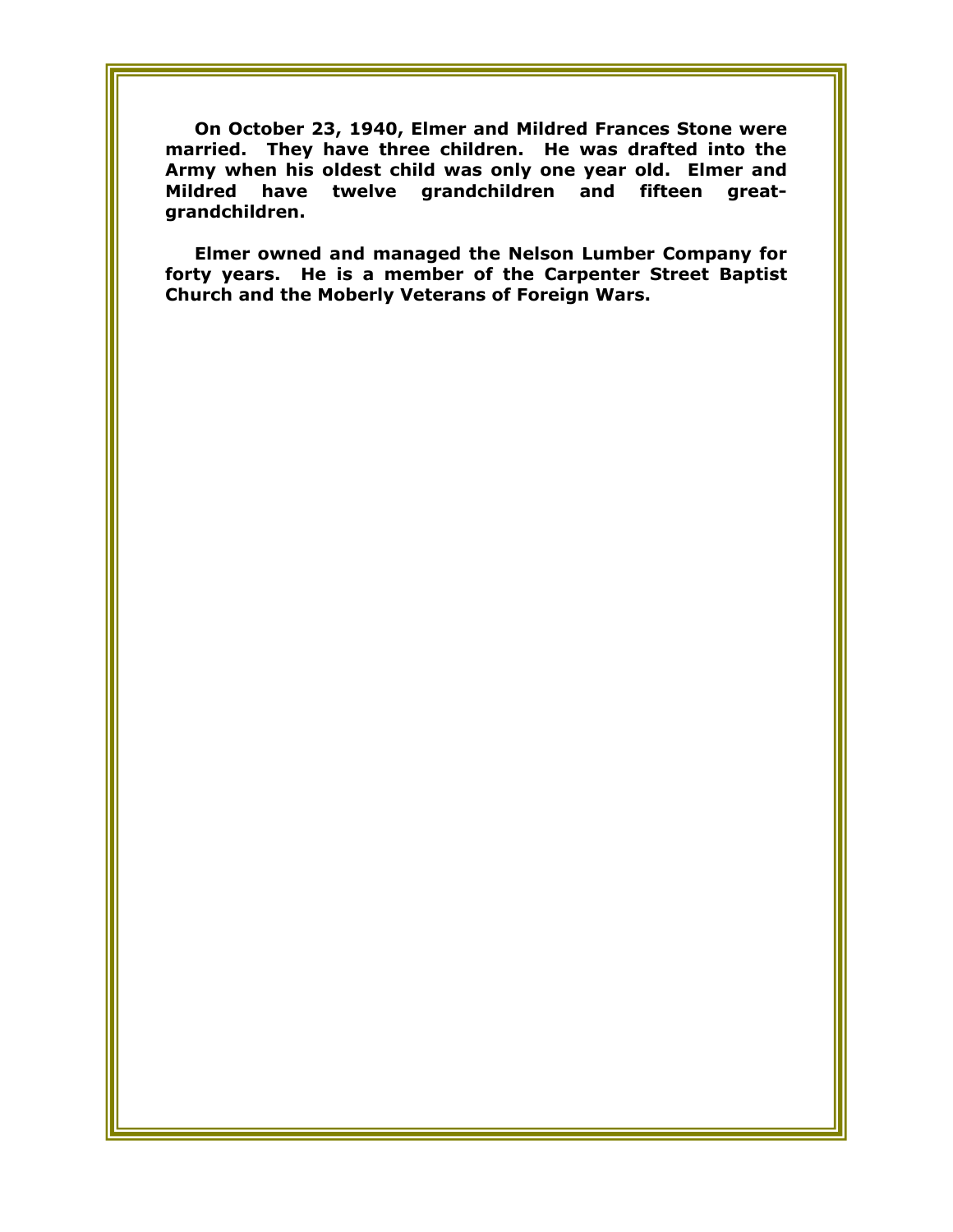**On October 23, 1940, Elmer and Mildred Frances Stone were married. They have three children. He was drafted into the Army when his oldest child was only one year old. Elmer and Mildred have twelve grandchildren and fifteen great-grandchildren.**

**Elmer owned and managed the Nelson Lumber Company for forty years. He is a member of the Carpenter Street Baptist Church and the Moberly Veterans of Foreign Wars.**